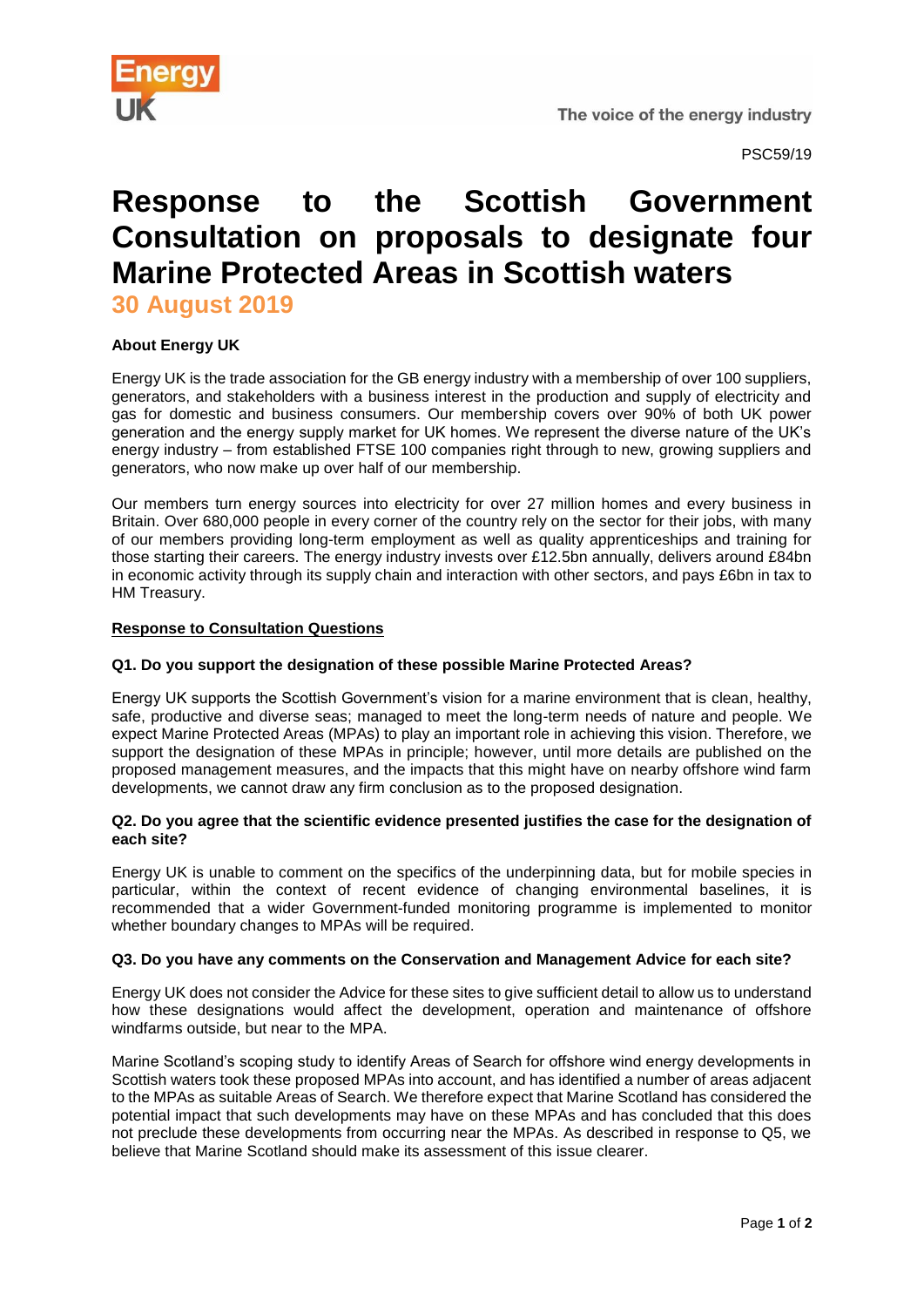PSC59/19

# Response to the Scottish Government Consultation on proposals to designate four Marine Protected Areas in Scottish waters

## 30 August 2019

**About Energy UK**

Energy UK is the trade association for the GB energy industry with a membership of over 100 suppliers, generators, and stakeholders with a business interest in the production and supply of electricity and gas for domestic and business consumers. Our membership covers over 90% of both UK power generation and the energy supply market for UK homes. We represent the diverse nature of the UK's energy industry – from established FTSE 100 companies right through to new, growing suppliers and generators, who now make up over half of our membership.

Our members turn energy sources into electricity for over 27 million homes and every business in Britain. Over 680,000 people in every corner of the country rely on the sector for their jobs, with many of our members providing long-term employment as well as quality apprenticeships and training for those starting their careers. The energy industry invests over £12.5bn annually, delivers around £84bn in economic activity through its supply chain and interaction with other sectors, and pays £6bn in tax to HM Treasury.

**Response to Consultation Questions**

**Q1. Do you support the designation of these possible Marine Protected Areas?**

Energy UK supports the Scottish Government's vision for a marine environment that is clean, healthy, safe, productive and diverse seas; managed to meet the long-term needs of nature and people. We expect Marine Protected Areas (MPAs) to play an important role in achieving this vision. Therefore, we support the designation of these MPAs in principle; however, until more details are published on the proposed management measures, and the impacts that this might have on nearby offshore wind farm developments, we cannot draw any firm conclusion as to the proposed designation.

**Q2. Do you agree that the scientific evidence presented justifies the case for the designation of each site?**

Energy UK is unable to comment on the specifics of the underpinning data, but for mobile species in particular, within the context of recent evidence of changing environmental baselines, it is recommended that a wider Government-funded monitoring programme is implemented to monitor whether boundary changes to MPAs will be required.

**Q3. Do you have any comments on the Conservation and Management Advice for each site?**

Energy UK does not consider the Advice for these sites to give sufficient detail to allow us to understand how these designations would affect the development, operation and maintenance of offshore windfarms outside, but near to the MPA.

Marine Scotland's scoping study to identify Areas of Search for offshore wind energy developments in Scottish waters took these proposed MPAs into account, and has identified a number of areas adjacent to the MPAs as suitable Areas of Search. We therefore expect that Marine Scotland has considered the potential impact that such developments may have on these MPAs and has concluded that this does not preclude these developments from occurring near the MPAs. As described in response to Q5, we believe that Marine Scotland should make its assessment of this issue clearer.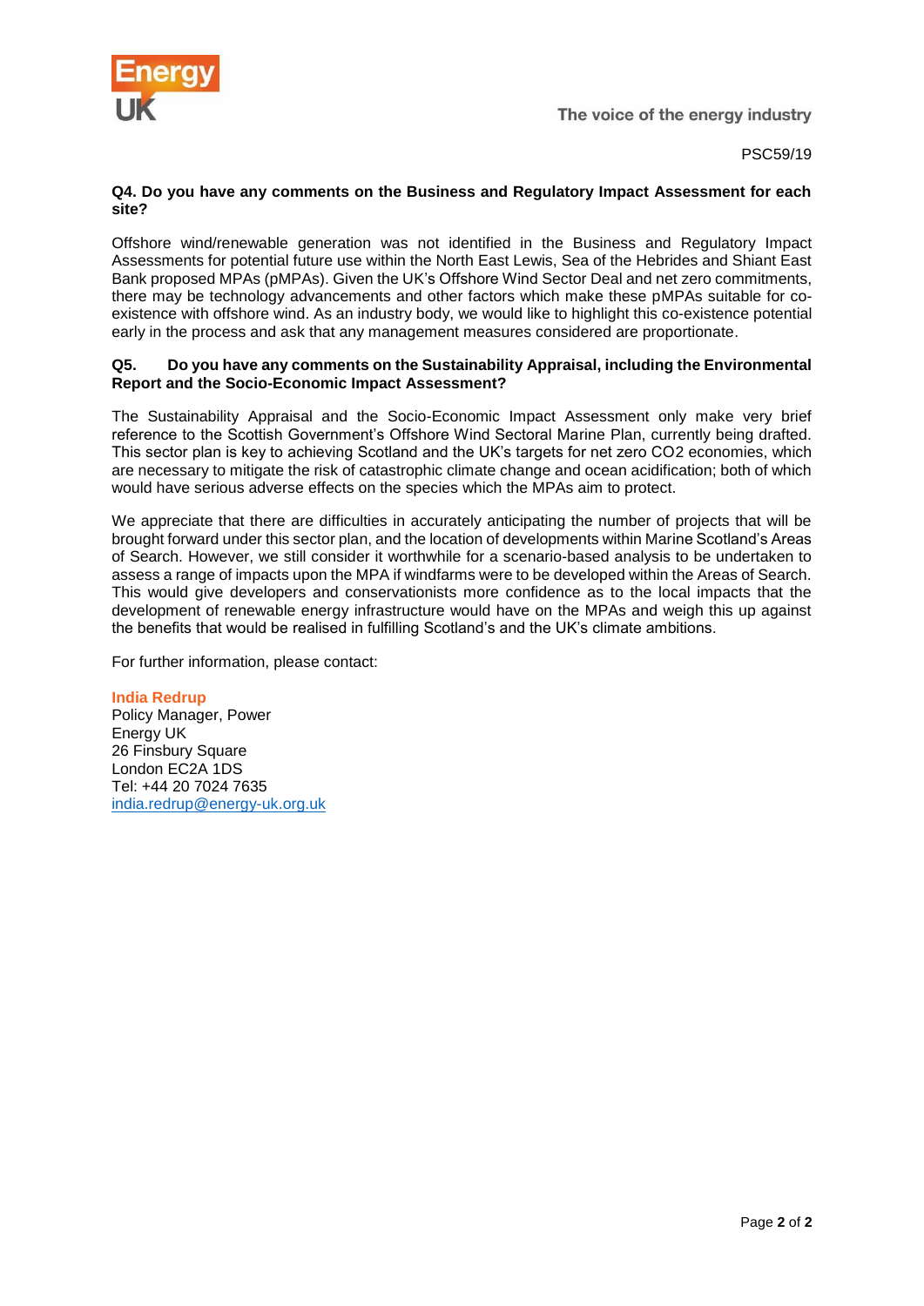PSC59/19

**Q4. Do you have any comments on the Business and Regulatory Impact Assessment for each site?**

Offshore wind/renewable generation was not identified in the Business and Regulatory Impact Assessments for potential future use within the North East Lewis, Sea of the Hebrides and Shiant East Bank proposed MPAs (pMPAs). Given the UK's Offshore Wind Sector Deal and net zero commitments, there may be technology advancements and other factors which make these pMPAs suitable for co-existence with offshore wind. As an industry body, we would like to highlight this co-existence potential early in the process and ask that any management measures considered are proportionate.

**Q5. Do you have any comments on the Sustainability Appraisal, including the Environmental Report and the Socio-Economic Impact Assessment?**

The Sustainability Appraisal and the Socio-Economic Impact Assessment only make very brief reference to the Scottish Government's Offshore Wind Sectoral Marine Plan, currently being drafted. This sector plan is key to achieving Scotland and the UK's targets for net zero $CO_2$ economies, which are necessary to mitigate the risk of catastrophic climate change and ocean acidification; both of which would have serious adverse effects on the species which the MPAs aim to protect.

We appreciate that there are difficulties in accurately anticipating the number of projects that will be brought forward under this sector plan, and the location of developments within Marine Scotland's Areas of Search. However, we still consider it worthwhile for a scenario-based analysis to be undertaken to assess a range of impacts upon the MPA if windfarms were to be developed within the Areas of Search. This would give developers and conservationists more confidence as to the local impacts that the development of renewable energy infrastructure would have on the MPAs and weigh this up against the benefits that would be realised in fulfilling Scotland's and the UK's climate ambitions.

For further information, please contact:

**India Redrup**
Policy Manager, Power
Energy UK
26 Finsbury Square
London EC2A 1DS
Tel: +44 20 7024 7635
india.redrup@energy-uk.org.uk